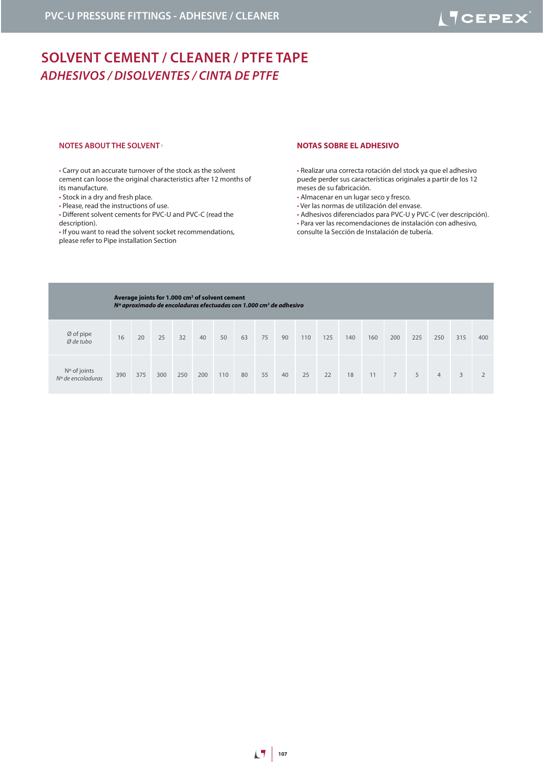# SOLVENT CEMENT / CLEANER / PTFE TAPE

## *ADHESIVOS / DISOLVENTES / CINTA DE PTFE*

### NOTES ABOUT THE SOLVENT

- Carry out an accurate turnover of the stock as the solvent cement can loose the original characteristics after 12 months of its manufacture.
- Stock in a dry and fresh place.
- Please, read the instructions of use.
- Different solvent cements for PVC-U and PVC-C (read the description).
- If you want to read the solvent socket recommendations, please refer to Pipe installation Section

### NOTAS SOBRE EL ADHESIVO

- Realizar una correcta rotación del stock ya que el adhesivo puede perder sus características originales a partir de los 12 meses de su fabricación.
- Almacenar en un lugar seco y fresco.
- Ver las normas de utilización del envase.
- Adhesivos diferenciados para PVC-U y PVC-C (ver descripción).
- Para ver las recomendaciones de instalación con adhesivo, consulte la Sección de Instalación de tubería.

**Average joints for 1.000 cm³ of solvent cement**
***Nº aproximado de encoladuras efectuadas con 1.000 cm³ de adhesivo***

| Ø of pipe / *Ø de tubo* | 16 | 20 | 25 | 32 | 40 | 50 | 63 | 75 | 90 | 110 | 125 | 140 | 160 | 200 | 225 | 250 | 315 | 400 |
|---|---|---|---|---|---|---|---|---|---|---|---|---|---|---|---|---|---|---|
| Nº of joints / *Nº de encoladuras* | 390 | 375 | 300 | 250 | 200 | 110 | 80 | 55 | 40 | 25 | 22 | 18 | 11 | 7 | 5 | 4 | 3 | 2 |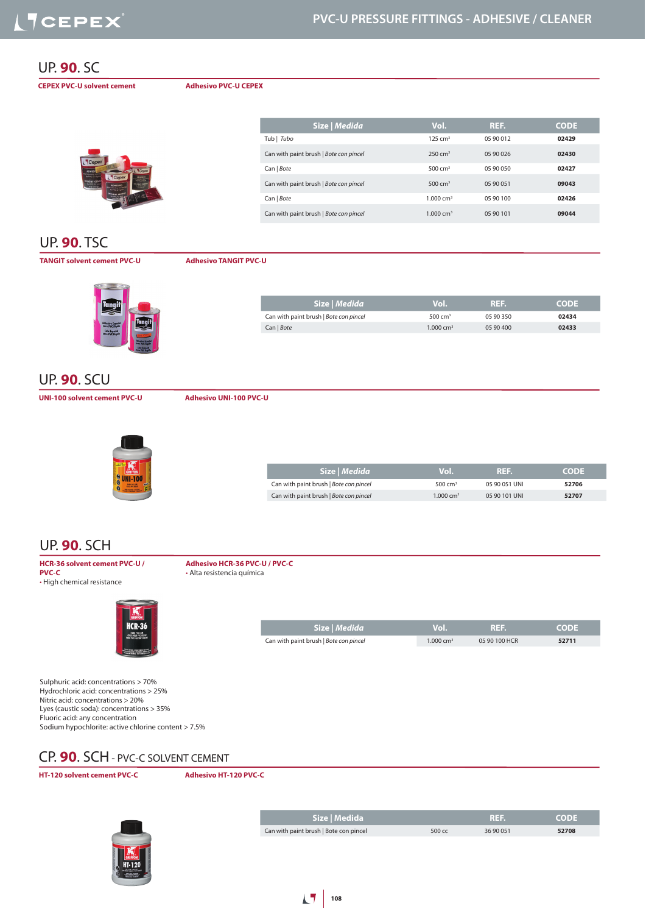## UP. **90**. SC

**CEPEX PVC-U solvent cement** | **Adhesivo PVC-U CEPEX**

| Size \| *Medida* | Vol. | REF. | CODE |
|---|---|---|---|
| Tub \| *Tubo* | 125 cm³ | 05 90 012 | **02429** |
| Can with paint brush \| *Bote con pincel* | 250 cm³ | 05 90 026 | **02430** |
| Can \| *Bote* | 500 cm³ | 05 90 050 | **02427** |
| Can with paint brush \| *Bote con pincel* | 500 cm³ | 05 90 051 | **09043** |
| Can \| *Bote* | 1.000 cm³ | 05 90 100 | **02426** |
| Can with paint brush \| *Bote con pincel* | 1.000 cm³ | 05 90 101 | **09044** |

## UP. **90**. TSC

**TANGIT solvent cement PVC-U** | **Adhesivo TANGIT PVC-U**

| Size \| *Medida* | Vol. | REF. | CODE |
|---|---|---|---|
| Can with paint brush \| *Bote con pincel* | 500 cm³ | 05 90 350 | **02434** |
| Can \| *Bote* | 1.000 cm³ | 05 90 400 | **02433** |

## UP. **90**. SCU

**UNI-100 solvent cement PVC-U** | **Adhesivo UNI-100 PVC-U**

| Size \| *Medida* | Vol. | REF. | CODE |
|---|---|---|---|
| Can with paint brush \| *Bote con pincel* | 500 cm³ | 05 90 051 UNI | **52706** |
| Can with paint brush \| *Bote con pincel* | 1.000 cm³ | 05 90 101 UNI | **52707** |

## UP. **90**. SCH

**HCR-36 solvent cement PVC-U / PVC-C**
- High chemical resistance

**Adhesivo HCR-36 PVC-U / PVC-C**
- Alta resistencia química

| Size \| *Medida* | Vol. | REF. | CODE |
|---|---|---|---|
| Can with paint brush \| *Bote con pincel* | 1.000 cm³ | 05 90 100 HCR | **52711** |

Sulphuric acid: concentrations > 70%
Hydrochloric acid: concentrations > 25%
Nitric acid: concentrations > 20%
Lyes (caustic soda): concentrations > 35%
Fluoric acid: any concentration
Sodium hypochlorite: active chlorine content > 7.5%

## CP. **90**. SCH - PVC-C SOLVENT CEMENT

**HT-120 solvent cement PVC-C** | **Adhesivo HT-120 PVC-C**

| Size \| Medida | | REF. | CODE |
|---|---|---|---|
| Can with paint brush \| Bote con pincel | 500 cc | 36 90 051 | **52708** |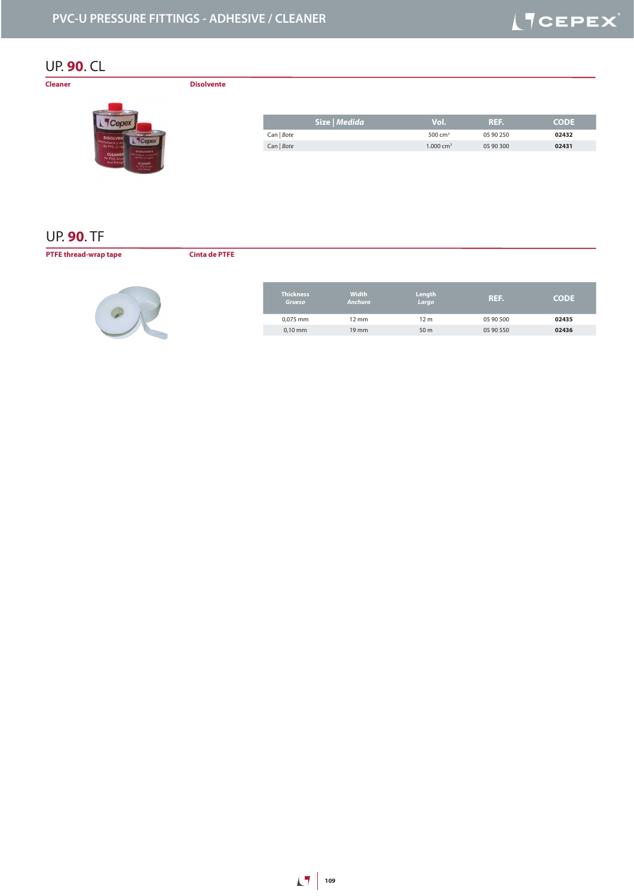# PVC-U PRESSURE FITTINGS - ADHESIVE / CLEANER

## UP. **90**. CL

**Cleaner** **Disolvente**

| Size \| *Medida* | Vol. | REF. | CODE |
|---|---|---|---|
| Can \| *Bote* | 500 cm³ | 05 90 250 | **02432** |
| Can \| *Bote* | 1.000 cm³ | 05 90 300 | **02431** |

## UP. **90**. TF

**PTFE thread-wrap tape** **Cinta de PTFE**

| Thickness *Grueso* | Width *Anchura* | Length *Largo* | REF. | CODE |
|---|---|---|---|---|
| 0,075 mm | 12 mm | 12 m | 05 90 500 | **02435** |
| 0,10 mm | 19 mm | 50 m | 05 90 550 | **02436** |